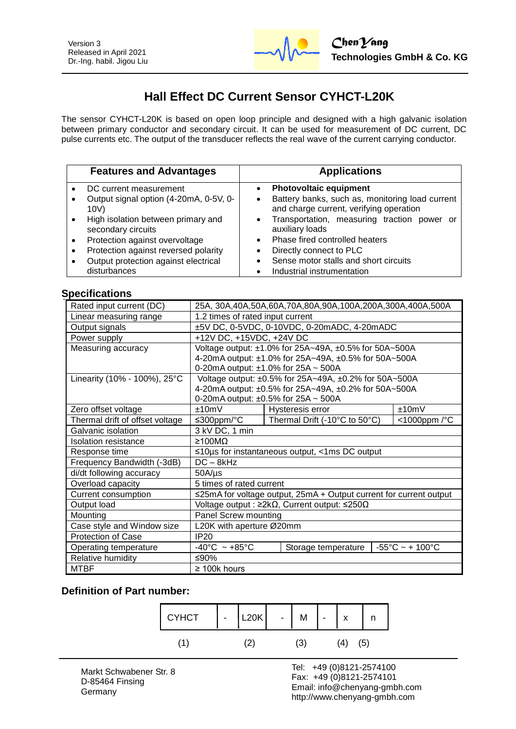Version 3
Released in April 2021
Dr.-Ing. habil. Jigou Liu

**ChenYang**
**Technologies GmbH & Co. KG**

# Hall Effect DC Current Sensor CYHCT-L20K

The sensor CYHCT-L20K is based on open loop principle and designed with a high galvanic isolation between primary conductor and secondary circuit. It can be used for measurement of DC current, DC pulse currents etc. The output of the transducer reflects the real wave of the current carrying conductor.

| Features and Advantages | Applications |
|---|---|
| • DC current measurement<br>• Output signal option (4-20mA, 0-5V, 0-10V)<br>• High isolation between primary and secondary circuits<br>• Protection against overvoltage<br>• Protection against reversed polarity<br>• Output protection against electrical disturbances | • **Photovoltaic equipment**<br>• Battery banks, such as, monitoring load current and charge current, verifying operation<br>• Transportation, measuring traction power or auxiliary loads<br>• Phase fired controlled heaters<br>• Directly connect to PLC<br>• Sense motor stalls and short circuits<br>• Industrial instrumentation |

## Specifications

| | | | |
|---|---|---|---|
| Rated input current (DC) | 25A, 30A,40A,50A,60A,70A,80A,90A,100A,200A,300A,400A,500A | | |
| Linear measuring range | 1.2 times of rated input current | | |
| Output signals | ±5V DC, 0-5VDC, 0-10VDC, 0-20mADC, 4-20mADC | | |
| Power supply | +12V DC, +15VDC, +24V DC | | |
| Measuring accuracy | Voltage output: ±1.0% for 25A~49A, ±0.5% for 50A~500A<br>4-20mA output: ±1.0% for 25A~49A, ±0.5% for 50A~500A<br>0-20mA output: ±1.0% for 25A ~ 500A | | |
| Linearity (10% - 100%), 25°C | Voltage output: ±0.5% for 25A~49A, ±0.2% for 50A~500A<br>4-20mA output: ±0.5% for 25A~49A, ±0.2% for 50A~500A<br>0-20mA output: ±0.5% for 25A ~ 500A | | |
| Zero offset voltage | ±10mV | Hysteresis error | ±10mV |
| Thermal drift of offset voltage | ≤300ppm/°C | Thermal Drift (-10°C to 50°C) | <1000ppm /°C |
| Galvanic isolation | 3 kV DC, 1 min | | |
| Isolation resistance | ≥100MΩ | | |
| Response time | ≤10µs for instantaneous output, <1ms DC output | | |
| Frequency Bandwidth (-3dB) | DC – 8kHz | | |
| di/dt following accuracy | 50A/µs | | |
| Overload capacity | 5 times of rated current | | |
| Current consumption | ≤25mA for voltage output, 25mA + Output current for current output | | |
| Output load | Voltage output : ≥2kΩ, Current output: ≤250Ω | | |
| Mounting | Panel Screw mounting | | |
| Case style and Window size | L20K with aperture Ø20mm | | |
| Protection of Case | IP20 | | |
| Operating temperature | -40°C ~ +85°C | Storage temperature | -55°C ~ + 100°C |
| Relative humidity | ≤90% | | |
| MTBF | ≥ 100k hours | | |

## Definition of Part number:

| CYHCT | - | L20K | - | M | - | x | n |
|---|---|---|---|---|---|---|---|
| (1) | | (2) | | (3) | | (4) | (5) |

Markt Schwabener Str. 8
D-85464 Finsing
Germany

Tel: +49 (0)8121-2574100
Fax: +49 (0)8121-2574101
Email: info@chenyang-gmbh.com
http://www.chenyang-gmbh.com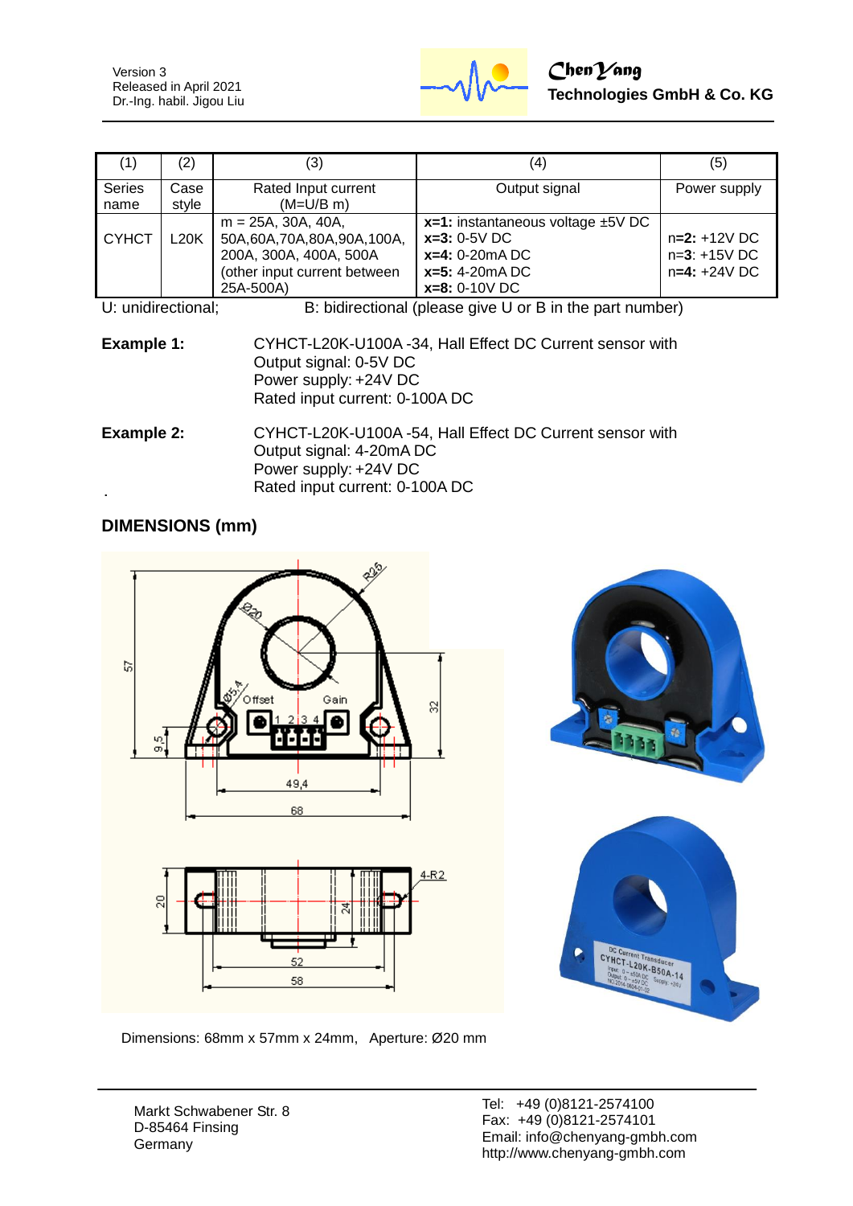| (1) | (2) | (3) | (4) | (5) |
|---|---|---|---|---|
| Series name | Case style | Rated Input current (M=U/B m) | Output signal | Power supply |
| CYHCT | L20K | m = 25A, 30A, 40A, 50A,60A,70A,80A,90A,100A, 200A, 300A, 400A, 500A (other input current between 25A-500A) | **x=1:** instantaneous voltage ±5V DC<br>**x=3:** 0-5V DC<br>**x=4:** 0-20mA DC<br>**x=5:** 4-20mA DC<br>**x=8:** 0-10V DC | n=**2:** +12V DC<br>n=**3**: +15V DC<br>n=**4:** +24V DC |

U: unidirectional; B: bidirectional (please give U or B in the part number)

**Example 1:** CYHCT-L20K-U100A -34, Hall Effect DC Current sensor with
Output signal: 0-5V DC
Power supply: +24V DC
Rated input current: 0-100A DC

**Example 2:** CYHCT-L20K-U100A -54, Hall Effect DC Current sensor with
Output signal: 4-20mA DC
Power supply: +24V DC
Rated input current: 0-100A DC

## DIMENSIONS (mm)

Dimensions: 68mm x 57mm x 24mm, Aperture: Ø20 mm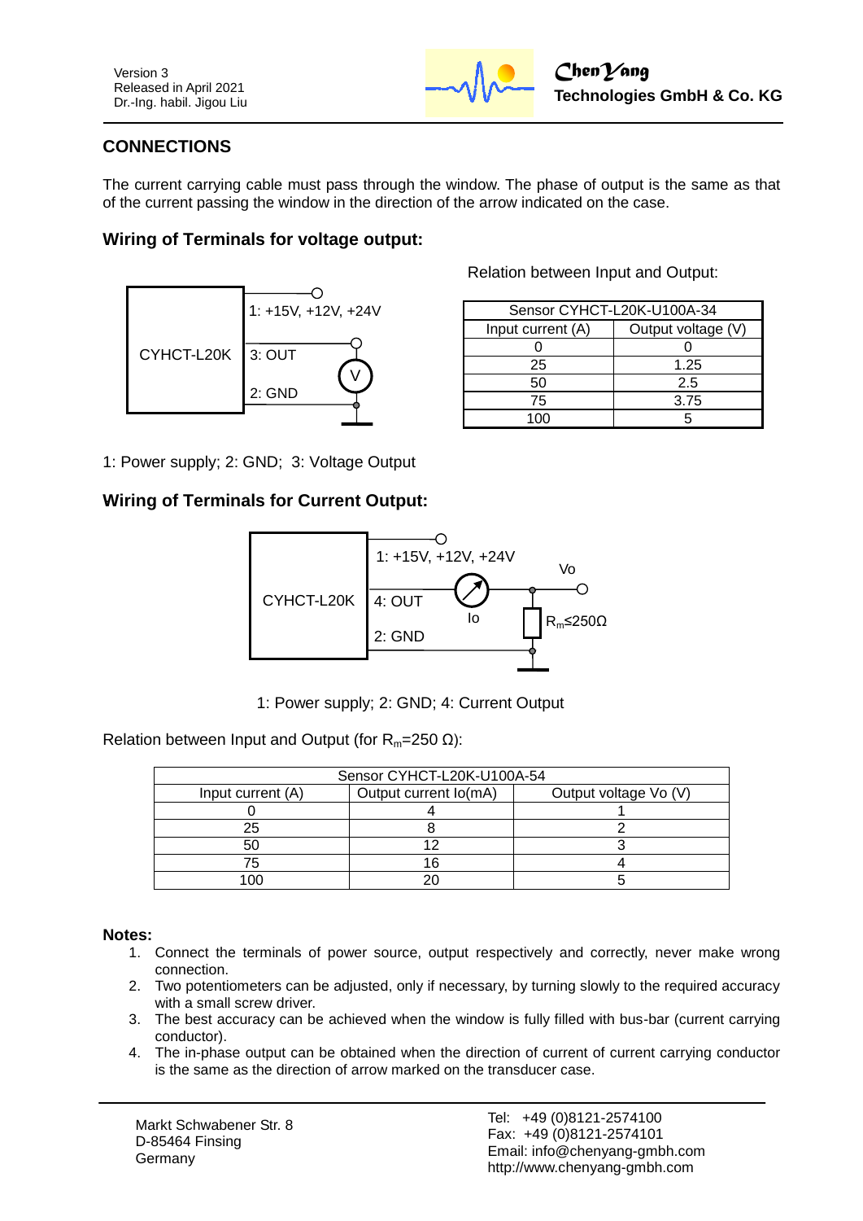## CONNECTIONS

The current carrying cable must pass through the window. The phase of output is the same as that of the current passing the window in the direction of the arrow indicated on the case.

### Wiring of Terminals for voltage output:

CYHCT-L20K

1: +15V, +12V, +24V

3: OUT

2: GND

V

Relation between Input and Output:

| Sensor CYHCT-L20K-U100A-34 | |
|---|---|
| Input current (A) | Output voltage (V) |
| 0 | 0 |
| 25 | 1.25 |
| 50 | 2.5 |
| 75 | 3.75 |
| 100 | 5 |

1: Power supply; 2: GND; 3: Voltage Output

### Wiring of Terminals for Current Output:

CYHCT-L20K

1: +15V, +12V, +24V

4: OUT

2: GND

Io

Vo

$R_m \le 250\Omega$

1: Power supply; 2: GND; 4: Current Output

Relation between Input and Output (for $R_m$=250 Ω):

| Sensor CYHCT-L20K-U100A-54 | | |
|---|---|---|
| Input current (A) | Output current Io(mA) | Output voltage Vo (V) |
| 0 | 4 | 1 |
| 25 | 8 | 2 |
| 50 | 12 | 3 |
| 75 | 16 | 4 |
| 100 | 20 | 5 |

**Notes:**

1. Connect the terminals of power source, output respectively and correctly, never make wrong connection.
2. Two potentiometers can be adjusted, only if necessary, by turning slowly to the required accuracy with a small screw driver.
3. The best accuracy can be achieved when the window is fully filled with bus-bar (current carrying conductor).
4. The in-phase output can be obtained when the direction of current of current carrying conductor is the same as the direction of arrow marked on the transducer case.